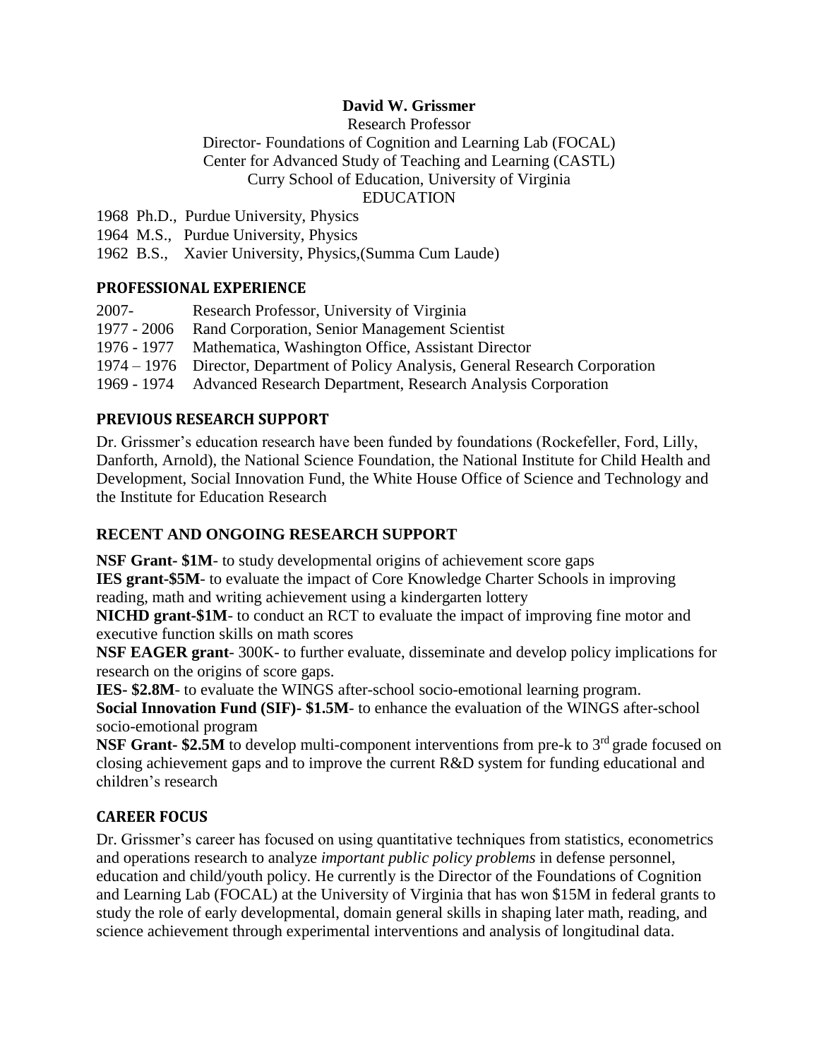**David W. Grissmer**

Research Professor

Director- Foundations of Cognition and Learning Lab (FOCAL)

Center for Advanced Study of Teaching and Learning (CASTL)

Curry School of Education, University of Virginia

EDUCATION

1968 Ph.D., Purdue University, Physics

1964 M.S., Purdue University, Physics

1962 B.S., Xavier University, Physics,(Summa Cum Laude)

## PROFESSIONAL EXPERIENCE

2007- Research Professor, University of Virginia

1977 - 2006 Rand Corporation, Senior Management Scientist

1976 - 1977 Mathematica, Washington Office, Assistant Director

1974 – 1976 Director, Department of Policy Analysis, General Research Corporation

1969 - 1974 Advanced Research Department, Research Analysis Corporation

## PREVIOUS RESEARCH SUPPORT

Dr. Grissmer's education research have been funded by foundations (Rockefeller, Ford, Lilly, Danforth, Arnold), the National Science Foundation, the National Institute for Child Health and Development, Social Innovation Fund, the White House Office of Science and Technology and the Institute for Education Research

## RECENT AND ONGOING RESEARCH SUPPORT

**NSF Grant- $1M**- to study developmental origins of achievement score gaps

**IES grant-$5M**- to evaluate the impact of Core Knowledge Charter Schools in improving reading, math and writing achievement using a kindergarten lottery

**NICHD grant-$1M**- to conduct an RCT to evaluate the impact of improving fine motor and executive function skills on math scores

**NSF EAGER grant**- 300K- to further evaluate, disseminate and develop policy implications for research on the origins of score gaps.

**IES- $2.8M**- to evaluate the WINGS after-school socio-emotional learning program.

**Social Innovation Fund (SIF)- $1.5M**- to enhance the evaluation of the WINGS after-school socio-emotional program

**NSF Grant- $2.5M** to develop multi-component interventions from pre-k to 3rd grade focused on closing achievement gaps and to improve the current R&D system for funding educational and children's research

## CAREER FOCUS

Dr. Grissmer's career has focused on using quantitative techniques from statistics, econometrics and operations research to analyze *important public policy problems* in defense personnel, education and child/youth policy. He currently is the Director of the Foundations of Cognition and Learning Lab (FOCAL) at the University of Virginia that has won $15M in federal grants to study the role of early developmental, domain general skills in shaping later math, reading, and science achievement through experimental interventions and analysis of longitudinal data.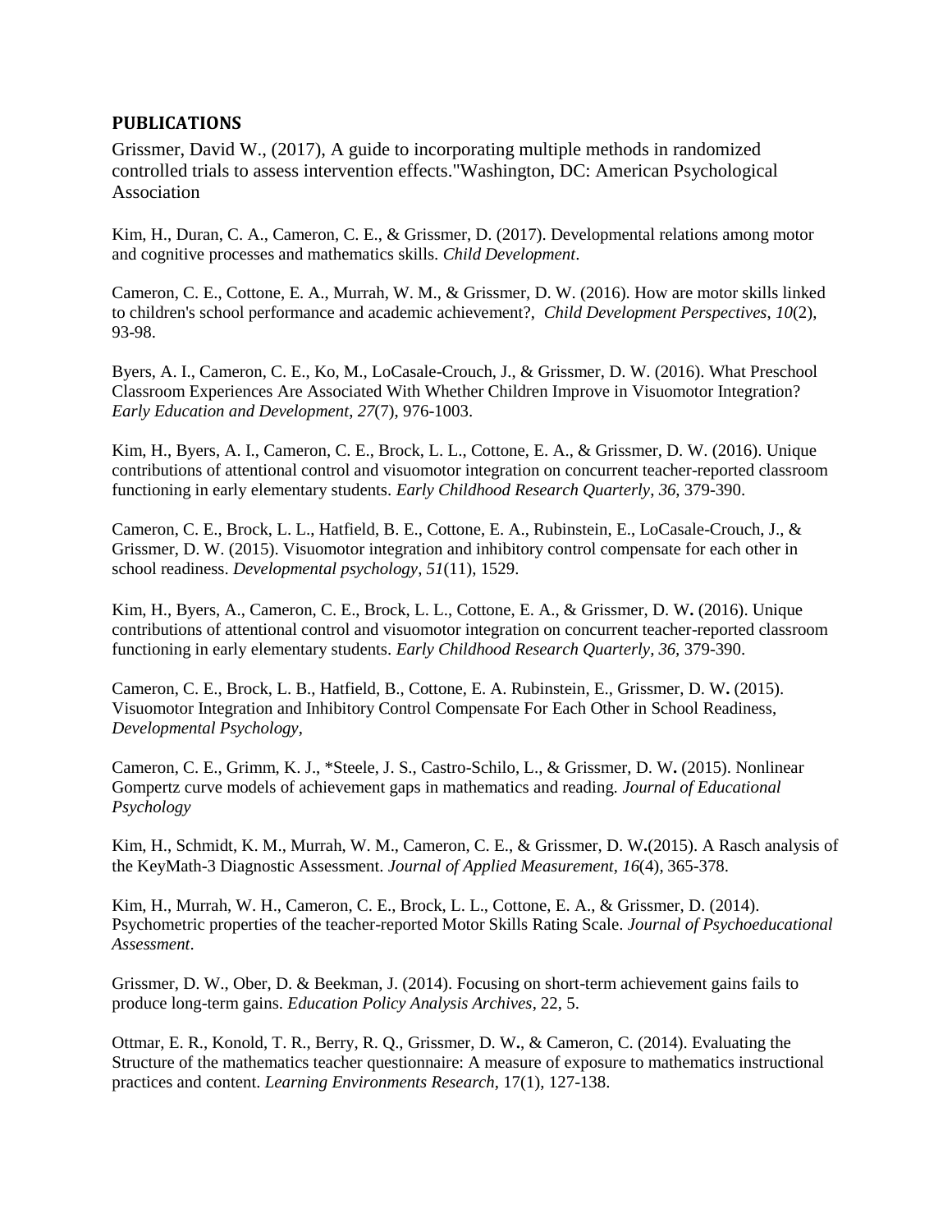## PUBLICATIONS

Grissmer, David W., (2017), A guide to incorporating multiple methods in randomized controlled trials to assess intervention effects."Washington, DC: American Psychological Association

Kim, H., Duran, C. A., Cameron, C. E., & Grissmer, D. (2017). Developmental relations among motor and cognitive processes and mathematics skills. *Child Development*.

Cameron, C. E., Cottone, E. A., Murrah, W. M., & Grissmer, D. W. (2016). How are motor skills linked to children's school performance and academic achievement?, *Child Development Perspectives*, *10*(2), 93-98.

Byers, A. I., Cameron, C. E., Ko, M., LoCasale-Crouch, J., & Grissmer, D. W. (2016). What Preschool Classroom Experiences Are Associated With Whether Children Improve in Visuomotor Integration? *Early Education and Development*, *27*(7), 976-1003.

Kim, H., Byers, A. I., Cameron, C. E., Brock, L. L., Cottone, E. A., & Grissmer, D. W. (2016). Unique contributions of attentional control and visuomotor integration on concurrent teacher-reported classroom functioning in early elementary students. *Early Childhood Research Quarterly*, *36*, 379-390.

Cameron, C. E., Brock, L. L., Hatfield, B. E., Cottone, E. A., Rubinstein, E., LoCasale-Crouch, J., & Grissmer, D. W. (2015). Visuomotor integration and inhibitory control compensate for each other in school readiness. *Developmental psychology*, *51*(11), 1529.

Kim, H., Byers, A., Cameron, C. E., Brock, L. L., Cottone, E. A., & Grissmer, D. W**.** (2016). Unique contributions of attentional control and visuomotor integration on concurrent teacher-reported classroom functioning in early elementary students. *Early Childhood Research Quarterly*, *36*, 379-390.

Cameron, C. E., Brock, L. B., Hatfield, B., Cottone, E. A. Rubinstein, E., Grissmer, D. W**.** (2015). Visuomotor Integration and Inhibitory Control Compensate For Each Other in School Readiness, *Developmental Psychology*,

Cameron, C. E., Grimm, K. J., *Steele, J. S., Castro-Schilo, L., & Grissmer, D. W**.** (2015). Nonlinear Gompertz curve models of achievement gaps in mathematics and reading. *Journal of Educational Psychology*

Kim, H., Schmidt, K. M., Murrah, W. M., Cameron, C. E., & Grissmer, D. W**.**(2015). A Rasch analysis of the KeyMath-3 Diagnostic Assessment. *Journal of Applied Measurement*, *16*(4), 365-378.

Kim, H., Murrah, W. H., Cameron, C. E., Brock, L. L., Cottone, E. A., & Grissmer, D. (2014). Psychometric properties of the teacher-reported Motor Skills Rating Scale. *Journal of Psychoeducational Assessment*.

Grissmer, D. W., Ober, D. & Beekman, J. (2014). Focusing on short-term achievement gains fails to produce long-term gains. *Education Policy Analysis Archives*, 22, 5.

Ottmar, E. R., Konold, T. R., Berry, R. Q., Grissmer, D. W**.**, & Cameron, C. (2014). Evaluating the Structure of the mathematics teacher questionnaire: A measure of exposure to mathematics instructional practices and content. *Learning Environments Research*, 17(1), 127-138.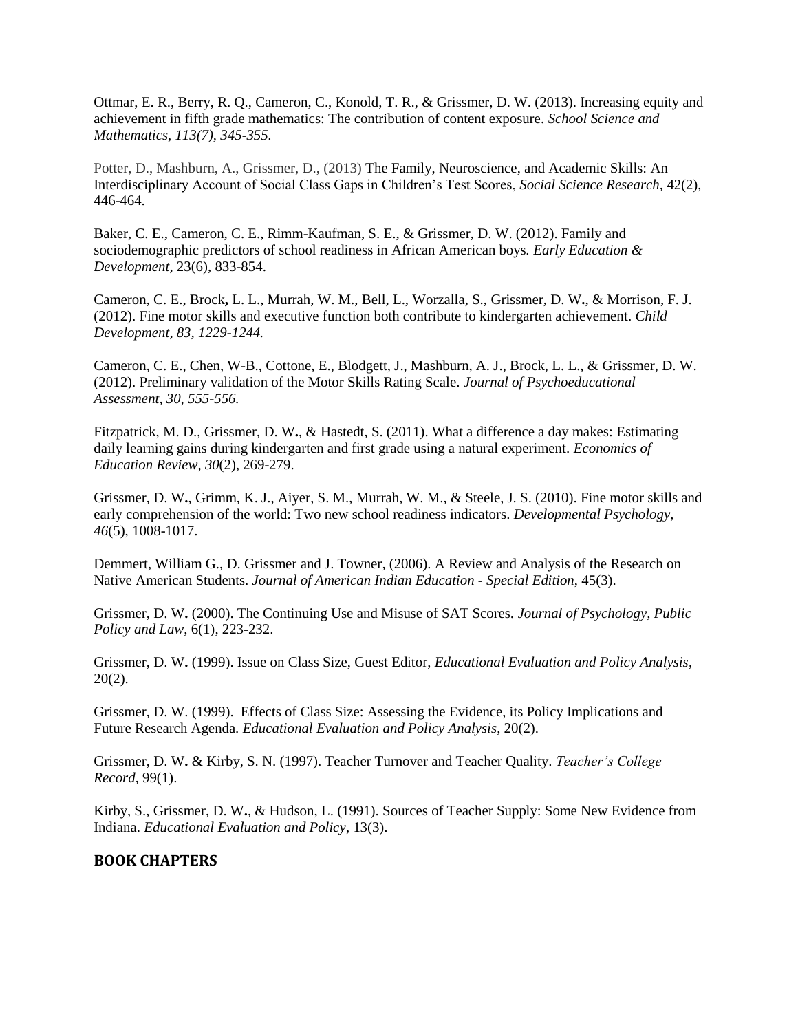Ottmar, E. R., Berry, R. Q., Cameron, C., Konold, T. R., & Grissmer, D. W. (2013). Increasing equity and achievement in fifth grade mathematics: The contribution of content exposure. *School Science and Mathematics, 113(7), 345-355.*

Potter, D., Mashburn, A., Grissmer, D., (2013) The Family, Neuroscience, and Academic Skills: An Interdisciplinary Account of Social Class Gaps in Children's Test Scores, *Social Science Research*, 42(2), 446-464.

Baker, C. E., Cameron, C. E., Rimm-Kaufman, S. E., & Grissmer, D. W. (2012). Family and sociodemographic predictors of school readiness in African American boys. *Early Education & Development*, 23(6), 833-854.

Cameron, C. E., Brock**,** L. L., Murrah, W. M., Bell, L., Worzalla, S., Grissmer, D. W**.**, & Morrison, F. J. (2012). Fine motor skills and executive function both contribute to kindergarten achievement. *Child Development, 83, 1229-1244.*

Cameron, C. E., Chen, W-B., Cottone, E., Blodgett, J., Mashburn, A. J., Brock, L. L., & Grissmer, D. W. (2012). Preliminary validation of the Motor Skills Rating Scale. *Journal of Psychoeducational Assessment, 30, 555-556.*

Fitzpatrick, M. D., Grissmer, D. W**.**, & Hastedt, S. (2011). What a difference a day makes: Estimating daily learning gains during kindergarten and first grade using a natural experiment. *Economics of Education Review*, *30*(2), 269-279.

Grissmer, D. W**.**, Grimm, K. J., Aiyer, S. M., Murrah, W. M., & Steele, J. S. (2010). Fine motor skills and early comprehension of the world: Two new school readiness indicators. *Developmental Psychology, 46*(5), 1008-1017.

Demmert, William G., D. Grissmer and J. Towner, (2006). A Review and Analysis of the Research on Native American Students. *Journal of American Indian Education - Special Edition*, 45(3).

Grissmer, D. W**.** (2000). The Continuing Use and Misuse of SAT Scores. *Journal of Psychology, Public Policy and Law*, 6(1), 223-232.

Grissmer, D. W**.** (1999). Issue on Class Size, Guest Editor, *Educational Evaluation and Policy Analysis*, 20(2).

Grissmer, D. W. (1999). Effects of Class Size: Assessing the Evidence, its Policy Implications and Future Research Agenda. *Educational Evaluation and Policy Analysis,* 20(2).

Grissmer, D. W**.** & Kirby, S. N. (1997). Teacher Turnover and Teacher Quality. *Teacher's College Record*, 99(1).

Kirby, S., Grissmer, D. W**.**, & Hudson, L. (1991). Sources of Teacher Supply: Some New Evidence from Indiana. *Educational Evaluation and Policy*, 13(3).

## BOOK CHAPTERS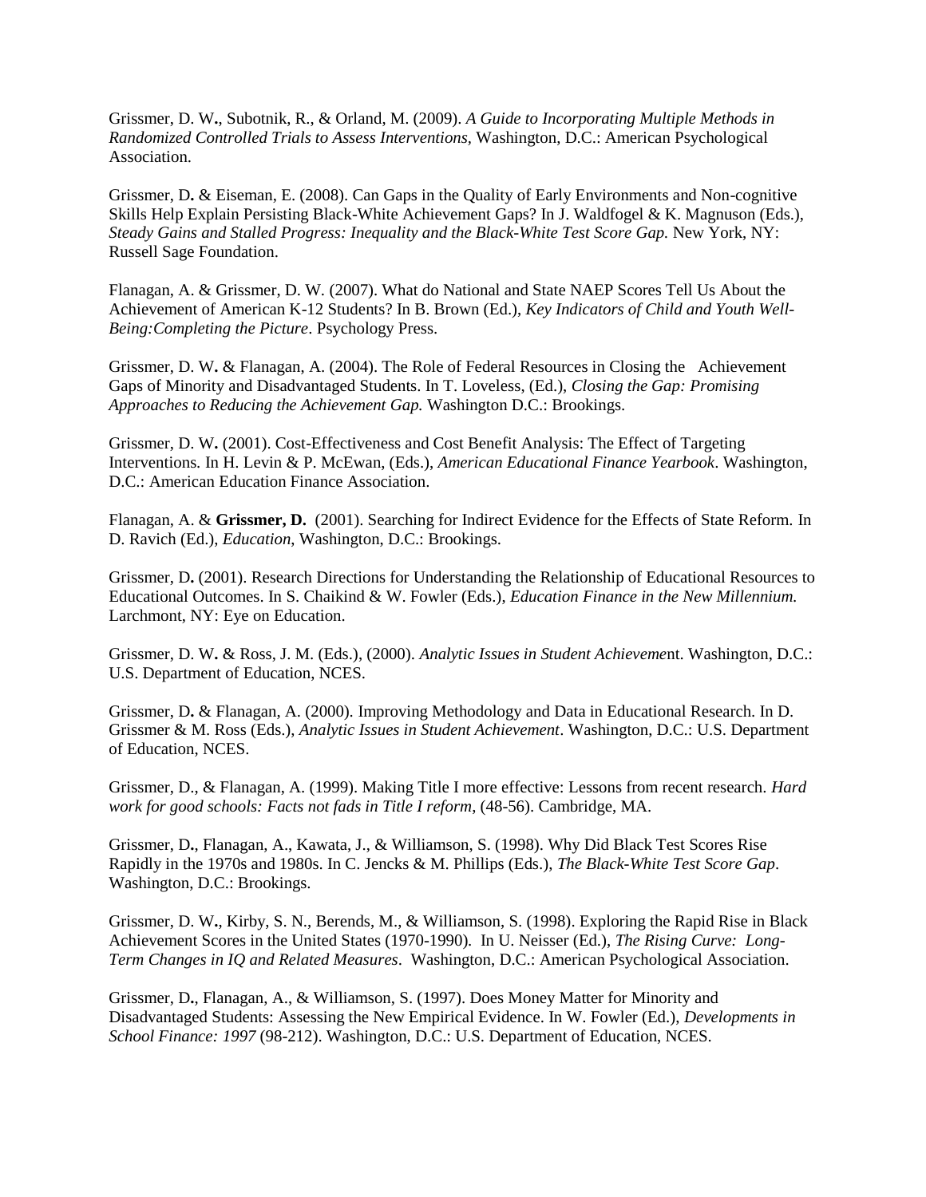Grissmer, D. W., Subotnik, R., & Orland, M. (2009). *A Guide to Incorporating Multiple Methods in Randomized Controlled Trials to Assess Interventions*, Washington, D.C.: American Psychological Association.

Grissmer, D. & Eiseman, E. (2008). Can Gaps in the Quality of Early Environments and Non-cognitive Skills Help Explain Persisting Black-White Achievement Gaps? In J. Waldfogel & K. Magnuson (Eds.), *Steady Gains and Stalled Progress: Inequality and the Black-White Test Score Gap.* New York, NY: Russell Sage Foundation.

Flanagan, A. & Grissmer, D. W. (2007). What do National and State NAEP Scores Tell Us About the Achievement of American K-12 Students? In B. Brown (Ed.), *Key Indicators of Child and Youth Well-Being:Completing the Picture*. Psychology Press.

Grissmer, D. W. & Flanagan, A. (2004). The Role of Federal Resources in Closing the Achievement Gaps of Minority and Disadvantaged Students. In T. Loveless, (Ed.), *Closing the Gap: Promising Approaches to Reducing the Achievement Gap.* Washington D.C.: Brookings.

Grissmer, D. W. (2001). Cost-Effectiveness and Cost Benefit Analysis: The Effect of Targeting Interventions. In H. Levin & P. McEwan, (Eds.), *American Educational Finance Yearbook*. Washington, D.C.: American Education Finance Association.

Flanagan, A. & **Grissmer, D.** (2001). Searching for Indirect Evidence for the Effects of State Reform. In D. Ravich (Ed.), *Education*, Washington, D.C.: Brookings.

Grissmer, D. (2001). Research Directions for Understanding the Relationship of Educational Resources to Educational Outcomes. In S. Chaikind & W. Fowler (Eds.), *Education Finance in the New Millennium.* Larchmont, NY: Eye on Education.

Grissmer, D. W. & Ross, J. M. (Eds.), (2000). *Analytic Issues in Student Achievement*. Washington, D.C.: U.S. Department of Education, NCES.

Grissmer, D. & Flanagan, A. (2000). Improving Methodology and Data in Educational Research. In D. Grissmer & M. Ross (Eds.), *Analytic Issues in Student Achievement*. Washington, D.C.: U.S. Department of Education, NCES.

Grissmer, D., & Flanagan, A. (1999). Making Title I more effective: Lessons from recent research. *Hard work for good schools: Facts not fads in Title I reform*, (48-56). Cambridge, MA.

Grissmer, D., Flanagan, A., Kawata, J., & Williamson, S. (1998). Why Did Black Test Scores Rise Rapidly in the 1970s and 1980s. In C. Jencks & M. Phillips (Eds.), *The Black-White Test Score Gap*. Washington, D.C.: Brookings.

Grissmer, D. W., Kirby, S. N., Berends, M., & Williamson, S. (1998). Exploring the Rapid Rise in Black Achievement Scores in the United States (1970-1990). In U. Neisser (Ed.), *The Rising Curve: Long-Term Changes in IQ and Related Measures*. Washington, D.C.: American Psychological Association.

Grissmer, D., Flanagan, A., & Williamson, S. (1997). Does Money Matter for Minority and Disadvantaged Students: Assessing the New Empirical Evidence. In W. Fowler (Ed.), *Developments in School Finance: 1997* (98-212). Washington, D.C.: U.S. Department of Education, NCES.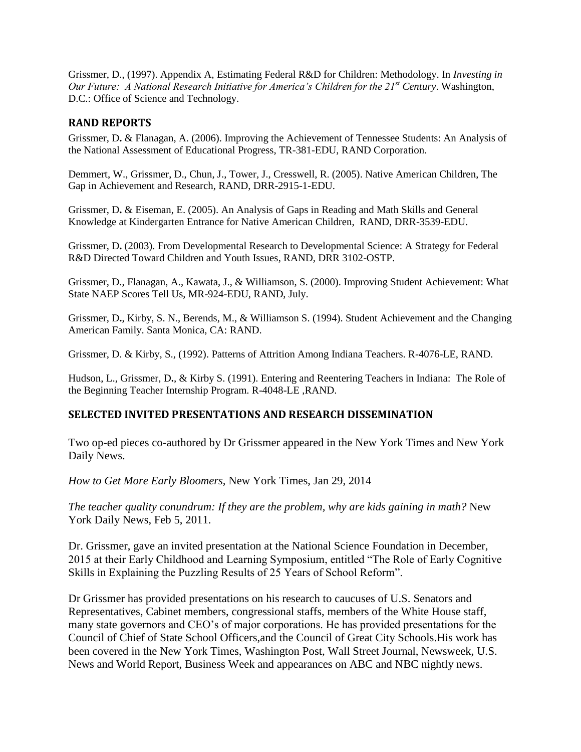Grissmer, D., (1997). Appendix A, Estimating Federal R&D for Children: Methodology. In *Investing in Our Future: A National Research Initiative for America's Children for the 21st Century*. Washington, D.C.: Office of Science and Technology.

## RAND REPORTS

Grissmer, D**.** & Flanagan, A. (2006). Improving the Achievement of Tennessee Students: An Analysis of the National Assessment of Educational Progress, TR-381-EDU, RAND Corporation.

Demmert, W., Grissmer, D., Chun, J., Tower, J., Cresswell, R. (2005). Native American Children, The Gap in Achievement and Research, RAND, DRR-2915-1-EDU.

Grissmer, D**.** & Eiseman, E. (2005). An Analysis of Gaps in Reading and Math Skills and General Knowledge at Kindergarten Entrance for Native American Children, RAND, DRR-3539-EDU.

Grissmer, D**.** (2003). From Developmental Research to Developmental Science: A Strategy for Federal R&D Directed Toward Children and Youth Issues, RAND, DRR 3102-OSTP.

Grissmer, D., Flanagan, A., Kawata, J., & Williamson, S. (2000). Improving Student Achievement: What State NAEP Scores Tell Us, MR-924-EDU, RAND, July.

Grissmer, D**.**, Kirby, S. N., Berends, M., & Williamson S. (1994). Student Achievement and the Changing American Family. Santa Monica, CA: RAND.

Grissmer, D. & Kirby, S., (1992). Patterns of Attrition Among Indiana Teachers. R-4076-LE, RAND.

Hudson, L., Grissmer, D**.**, & Kirby S. (1991). Entering and Reentering Teachers in Indiana: The Role of the Beginning Teacher Internship Program. R-4048-LE ,RAND.

## SELECTED INVITED PRESENTATIONS AND RESEARCH DISSEMINATION

Two op-ed pieces co-authored by Dr Grissmer appeared in the New York Times and New York Daily News.

*How to Get More Early Bloomers,* New York Times, Jan 29, 2014

*The teacher quality conundrum: If they are the problem, why are kids gaining in math?* New York Daily News, Feb 5, 2011.

Dr. Grissmer, gave an invited presentation at the National Science Foundation in December, 2015 at their Early Childhood and Learning Symposium, entitled "The Role of Early Cognitive Skills in Explaining the Puzzling Results of 25 Years of School Reform".

Dr Grissmer has provided presentations on his research to caucuses of U.S. Senators and Representatives, Cabinet members, congressional staffs, members of the White House staff, many state governors and CEO's of major corporations. He has provided presentations for the Council of Chief of State School Officers,and the Council of Great City Schools.His work has been covered in the New York Times, Washington Post, Wall Street Journal, Newsweek, U.S. News and World Report, Business Week and appearances on ABC and NBC nightly news.